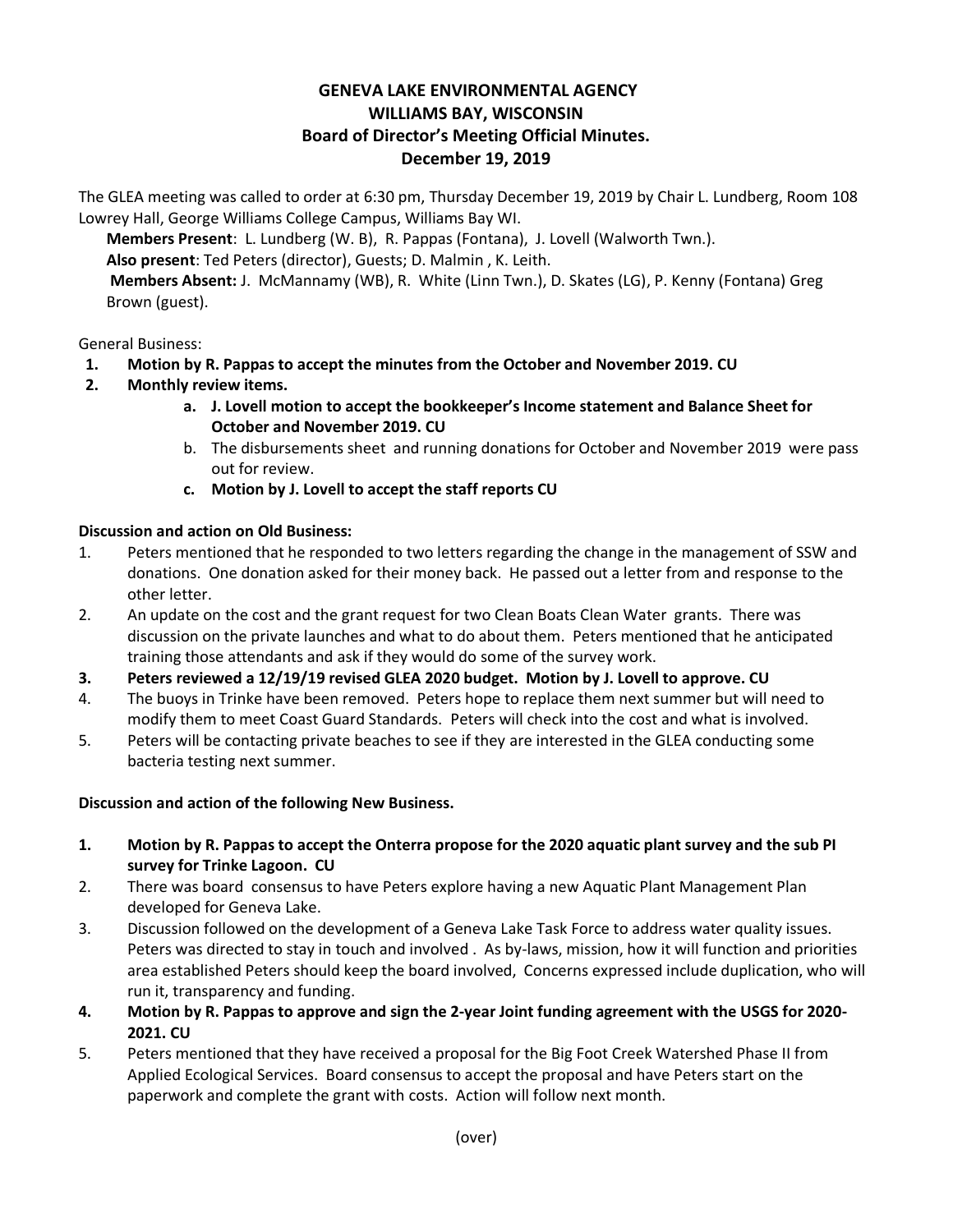# GENEVA LAKE ENVIRONMENTAL AGENCY
## WILLIAMS BAY, WISCONSIN
## Board of Director's Meeting Official Minutes.
## December 19, 2019

The GLEA meeting was called to order at 6:30 pm, Thursday December 19, 2019 by Chair L. Lundberg, Room 108 Lowrey Hall, George Williams College Campus, Williams Bay WI.

**Members Present**: L. Lundberg (W. B), R. Pappas (Fontana), J. Lovell (Walworth Twn.).
**Also present**: Ted Peters (director), Guests; D. Malmin , K. Leith.
**Members Absent:** J. McMannamy (WB), R. White (Linn Twn.), D. Skates (LG), P. Kenny (Fontana) Greg Brown (guest).

General Business:

1. **Motion by R. Pappas to accept the minutes from the October and November 2019. CU**
2. **Monthly review items.**
   a. **J. Lovell motion to accept the bookkeeper's Income statement and Balance Sheet for October and November 2019. CU**
   b. The disbursements sheet and running donations for October and November 2019 were pass out for review.
   c. **Motion by J. Lovell to accept the staff reports CU**

**Discussion and action on Old Business:**

1. Peters mentioned that he responded to two letters regarding the change in the management of SSW and donations. One donation asked for their money back. He passed out a letter from and response to the other letter.
2. An update on the cost and the grant request for two Clean Boats Clean Water grants. There was discussion on the private launches and what to do about them. Peters mentioned that he anticipated training those attendants and ask if they would do some of the survey work.
3. **Peters reviewed a 12/19/19 revised GLEA 2020 budget. Motion by J. Lovell to approve. CU**
4. The buoys in Trinke have been removed. Peters hope to replace them next summer but will need to modify them to meet Coast Guard Standards. Peters will check into the cost and what is involved.
5. Peters will be contacting private beaches to see if they are interested in the GLEA conducting some bacteria testing next summer.

**Discussion and action of the following New Business.**

1. **Motion by R. Pappas to accept the Onterra propose for the 2020 aquatic plant survey and the sub PI survey for Trinke Lagoon. CU**
2. There was board consensus to have Peters explore having a new Aquatic Plant Management Plan developed for Geneva Lake.
3. Discussion followed on the development of a Geneva Lake Task Force to address water quality issues. Peters was directed to stay in touch and involved . As by-laws, mission, how it will function and priorities area established Peters should keep the board involved, Concerns expressed include duplication, who will run it, transparency and funding.
4. **Motion by R. Pappas to approve and sign the 2-year Joint funding agreement with the USGS for 2020-2021. CU**
5. Peters mentioned that they have received a proposal for the Big Foot Creek Watershed Phase II from Applied Ecological Services. Board consensus to accept the proposal and have Peters start on the paperwork and complete the grant with costs. Action will follow next month.

(over)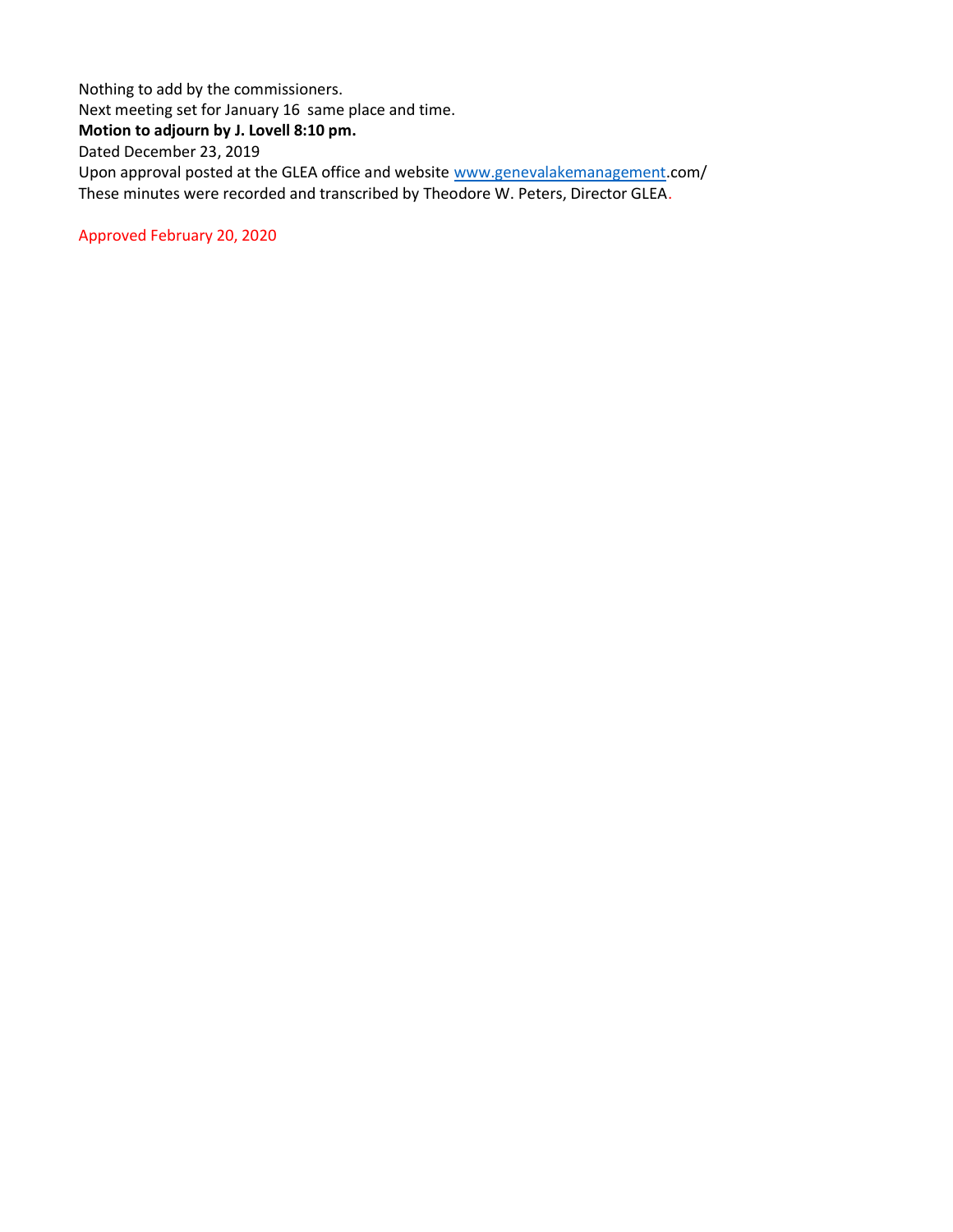Nothing to add by the commissioners.
Next meeting set for January 16 same place and time.
**Motion to adjourn by J. Lovell 8:10 pm.**
Dated December 23, 2019
Upon approval posted at the GLEA office and website www.genevalakemanagement.com/
These minutes were recorded and transcribed by Theodore W. Peters, Director GLEA.

Approved February 20, 2020